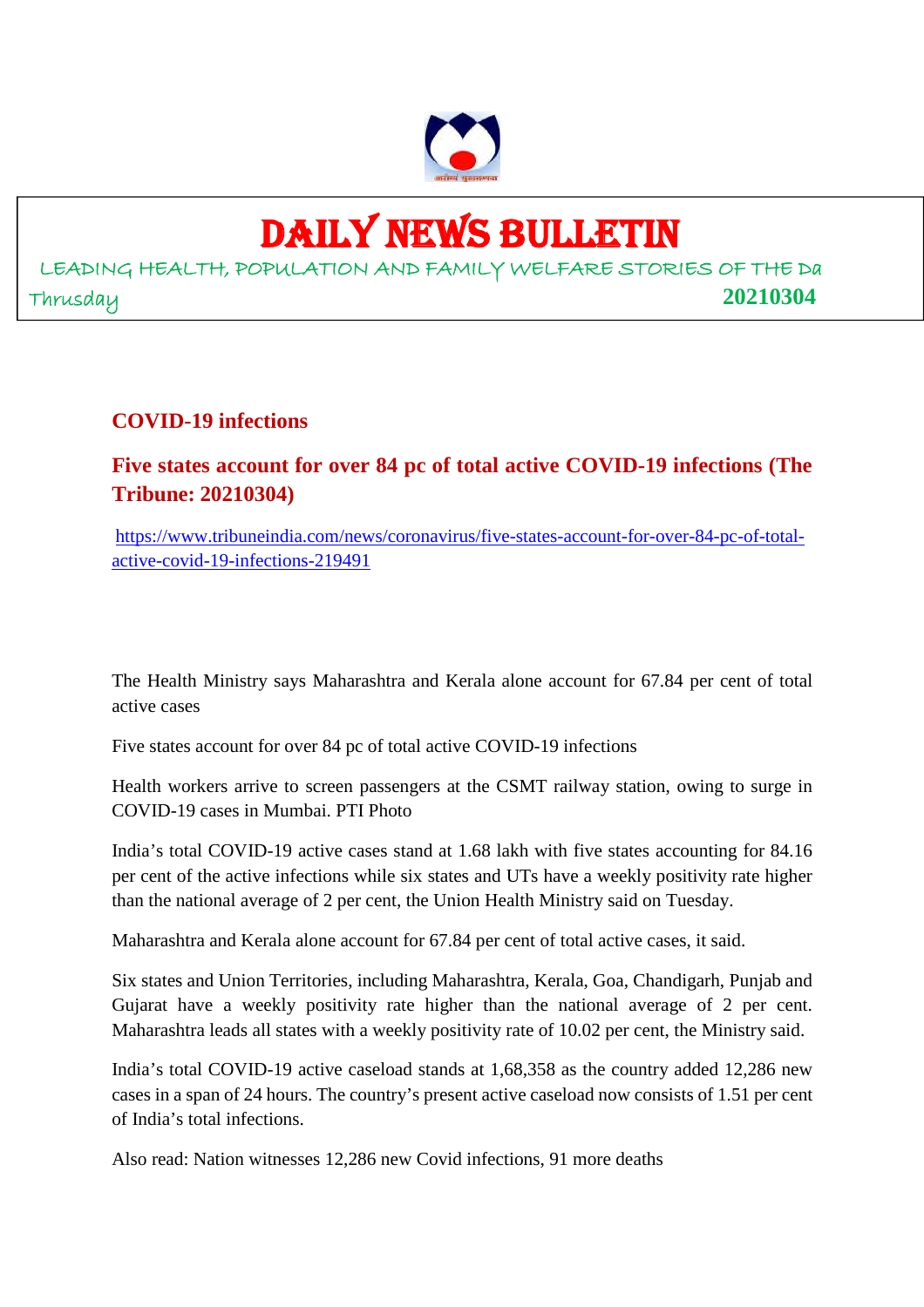# DAILY NEWS BULLETIN

LEADING HEALTH, POPULATION AND FAMILY WELFARE STORIES OF THE Da

Thrusday **20210304**

## COVID-19 infections

### Five states account for over 84 pc of total active COVID-19 infections (The Tribune: 20210304)

https://www.tribuneindia.com/news/coronavirus/five-states-account-for-over-84-pc-of-total-active-covid-19-infections-219491

The Health Ministry says Maharashtra and Kerala alone account for 67.84 per cent of total active cases

Five states account for over 84 pc of total active COVID-19 infections

Health workers arrive to screen passengers at the CSMT railway station, owing to surge in COVID-19 cases in Mumbai. PTI Photo

India's total COVID-19 active cases stand at 1.68 lakh with five states accounting for 84.16 per cent of the active infections while six states and UTs have a weekly positivity rate higher than the national average of 2 per cent, the Union Health Ministry said on Tuesday.

Maharashtra and Kerala alone account for 67.84 per cent of total active cases, it said.

Six states and Union Territories, including Maharashtra, Kerala, Goa, Chandigarh, Punjab and Gujarat have a weekly positivity rate higher than the national average of 2 per cent. Maharashtra leads all states with a weekly positivity rate of 10.02 per cent, the Ministry said.

India's total COVID-19 active caseload stands at 1,68,358 as the country added 12,286 new cases in a span of 24 hours. The country's present active caseload now consists of 1.51 per cent of India's total infections.

Also read: Nation witnesses 12,286 new Covid infections, 91 more deaths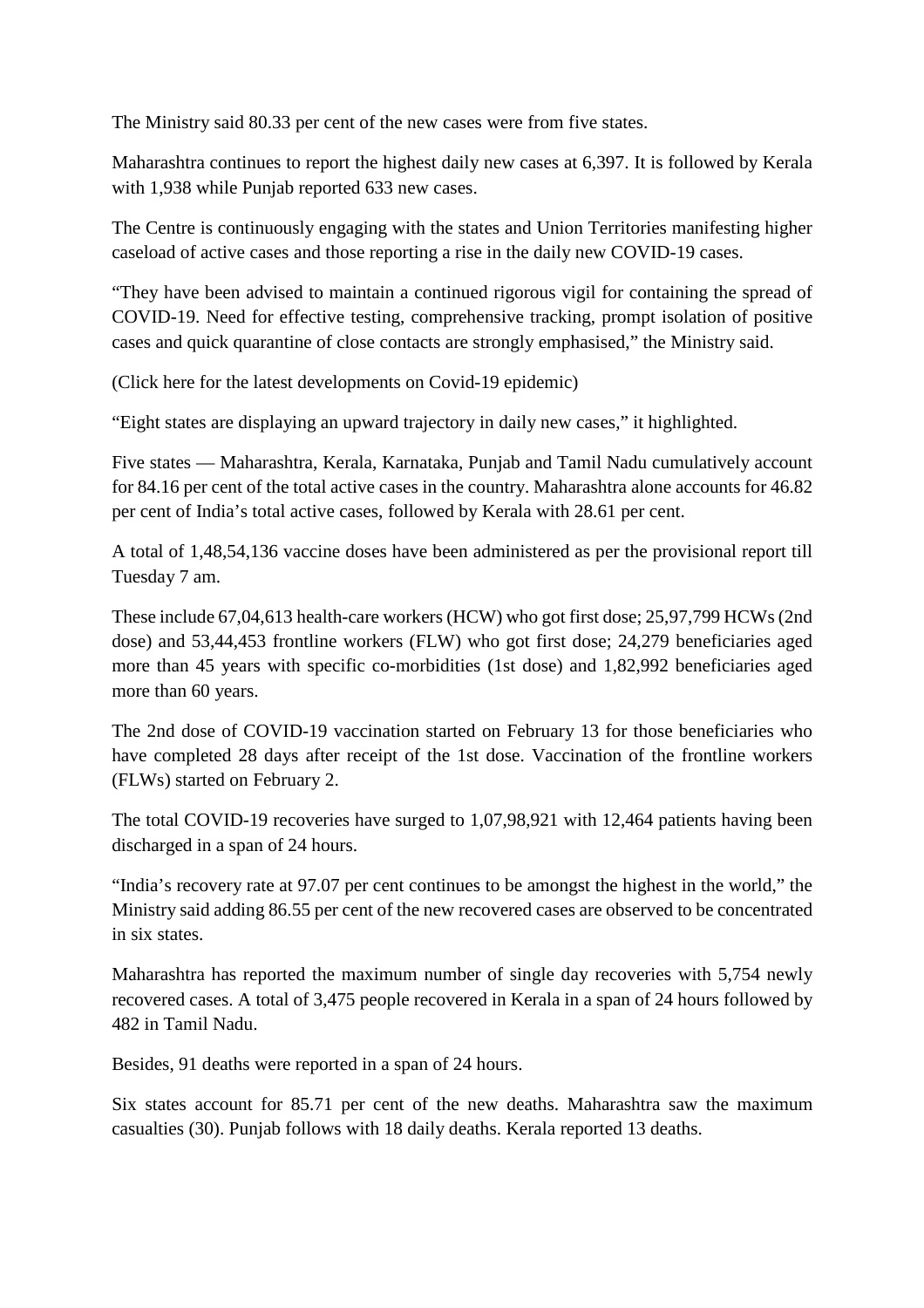The Ministry said 80.33 per cent of the new cases were from five states.

Maharashtra continues to report the highest daily new cases at 6,397. It is followed by Kerala with 1,938 while Punjab reported 633 new cases.

The Centre is continuously engaging with the states and Union Territories manifesting higher caseload of active cases and those reporting a rise in the daily new COVID-19 cases.

"They have been advised to maintain a continued rigorous vigil for containing the spread of COVID-19. Need for effective testing, comprehensive tracking, prompt isolation of positive cases and quick quarantine of close contacts are strongly emphasised," the Ministry said.

(Click here for the latest developments on Covid-19 epidemic)

"Eight states are displaying an upward trajectory in daily new cases," it highlighted.

Five states — Maharashtra, Kerala, Karnataka, Punjab and Tamil Nadu cumulatively account for 84.16 per cent of the total active cases in the country. Maharashtra alone accounts for 46.82 per cent of India's total active cases, followed by Kerala with 28.61 per cent.

A total of 1,48,54,136 vaccine doses have been administered as per the provisional report till Tuesday 7 am.

These include 67,04,613 health-care workers (HCW) who got first dose; 25,97,799 HCWs (2nd dose) and 53,44,453 frontline workers (FLW) who got first dose; 24,279 beneficiaries aged more than 45 years with specific co-morbidities (1st dose) and 1,82,992 beneficiaries aged more than 60 years.

The 2nd dose of COVID-19 vaccination started on February 13 for those beneficiaries who have completed 28 days after receipt of the 1st dose. Vaccination of the frontline workers (FLWs) started on February 2.

The total COVID-19 recoveries have surged to 1,07,98,921 with 12,464 patients having been discharged in a span of 24 hours.

"India's recovery rate at 97.07 per cent continues to be amongst the highest in the world," the Ministry said adding 86.55 per cent of the new recovered cases are observed to be concentrated in six states.

Maharashtra has reported the maximum number of single day recoveries with 5,754 newly recovered cases. A total of 3,475 people recovered in Kerala in a span of 24 hours followed by 482 in Tamil Nadu.

Besides, 91 deaths were reported in a span of 24 hours.

Six states account for 85.71 per cent of the new deaths. Maharashtra saw the maximum casualties (30). Punjab follows with 18 daily deaths. Kerala reported 13 deaths.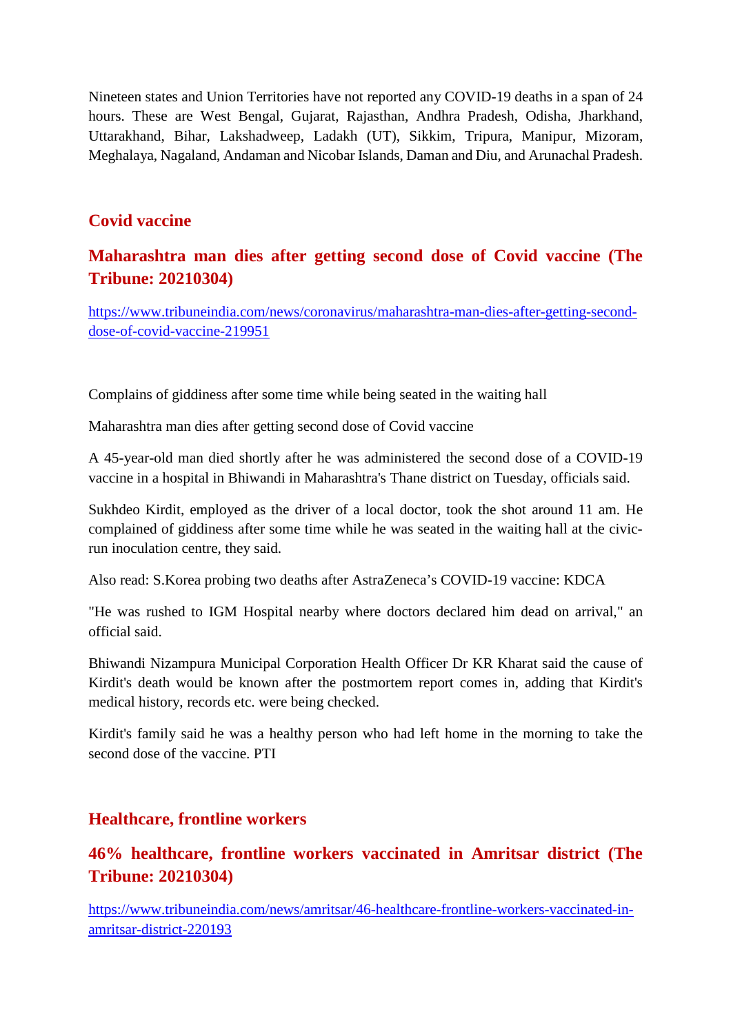Nineteen states and Union Territories have not reported any COVID-19 deaths in a span of 24 hours. These are West Bengal, Gujarat, Rajasthan, Andhra Pradesh, Odisha, Jharkhand, Uttarakhand, Bihar, Lakshadweep, Ladakh (UT), Sikkim, Tripura, Manipur, Mizoram, Meghalaya, Nagaland, Andaman and Nicobar Islands, Daman and Diu, and Arunachal Pradesh.

## Covid vaccine

### Maharashtra man dies after getting second dose of Covid vaccine (The Tribune: 20210304)

https://www.tribuneindia.com/news/coronavirus/maharashtra-man-dies-after-getting-second-dose-of-covid-vaccine-219951

Complains of giddiness after some time while being seated in the waiting hall

Maharashtra man dies after getting second dose of Covid vaccine

A 45-year-old man died shortly after he was administered the second dose of a COVID-19 vaccine in a hospital in Bhiwandi in Maharashtra's Thane district on Tuesday, officials said.

Sukhdeo Kirdit, employed as the driver of a local doctor, took the shot around 11 am. He complained of giddiness after some time while he was seated in the waiting hall at the civic-run inoculation centre, they said.

Also read: S.Korea probing two deaths after AstraZeneca's COVID-19 vaccine: KDCA

"He was rushed to IGM Hospital nearby where doctors declared him dead on arrival," an official said.

Bhiwandi Nizampura Municipal Corporation Health Officer Dr KR Kharat said the cause of Kirdit's death would be known after the postmortem report comes in, adding that Kirdit's medical history, records etc. were being checked.

Kirdit's family said he was a healthy person who had left home in the morning to take the second dose of the vaccine. PTI

## Healthcare, frontline workers

### 46% healthcare, frontline workers vaccinated in Amritsar district (The Tribune: 20210304)

https://www.tribuneindia.com/news/amritsar/46-healthcare-frontline-workers-vaccinated-in-amritsar-district-220193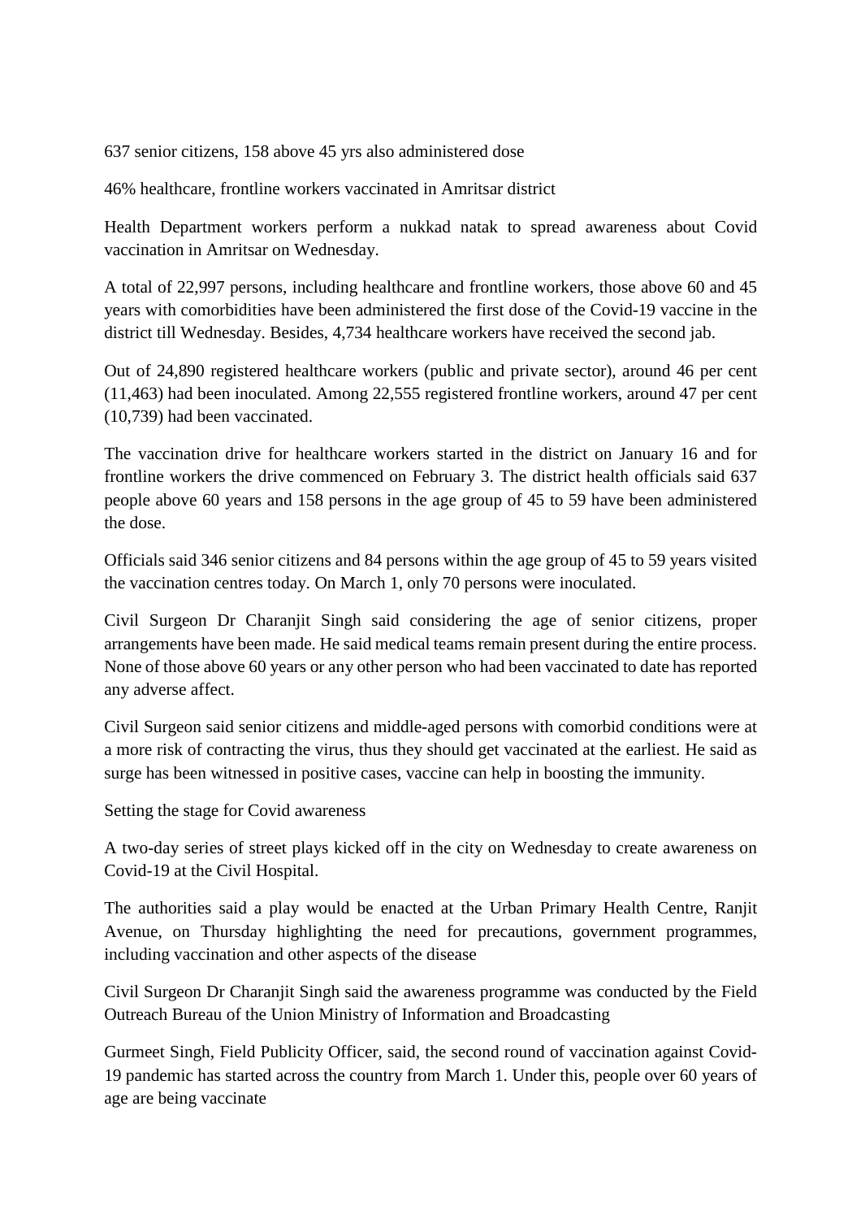637 senior citizens, 158 above 45 yrs also administered dose

46% healthcare, frontline workers vaccinated in Amritsar district

Health Department workers perform a nukkad natak to spread awareness about Covid vaccination in Amritsar on Wednesday.

A total of 22,997 persons, including healthcare and frontline workers, those above 60 and 45 years with comorbidities have been administered the first dose of the Covid-19 vaccine in the district till Wednesday. Besides, 4,734 healthcare workers have received the second jab.

Out of 24,890 registered healthcare workers (public and private sector), around 46 per cent (11,463) had been inoculated. Among 22,555 registered frontline workers, around 47 per cent (10,739) had been vaccinated.

The vaccination drive for healthcare workers started in the district on January 16 and for frontline workers the drive commenced on February 3. The district health officials said 637 people above 60 years and 158 persons in the age group of 45 to 59 have been administered the dose.

Officials said 346 senior citizens and 84 persons within the age group of 45 to 59 years visited the vaccination centres today. On March 1, only 70 persons were inoculated.

Civil Surgeon Dr Charanjit Singh said considering the age of senior citizens, proper arrangements have been made. He said medical teams remain present during the entire process. None of those above 60 years or any other person who had been vaccinated to date has reported any adverse affect.

Civil Surgeon said senior citizens and middle-aged persons with comorbid conditions were at a more risk of contracting the virus, thus they should get vaccinated at the earliest. He said as surge has been witnessed in positive cases, vaccine can help in boosting the immunity.

Setting the stage for Covid awareness

A two-day series of street plays kicked off in the city on Wednesday to create awareness on Covid-19 at the Civil Hospital.

The authorities said a play would be enacted at the Urban Primary Health Centre, Ranjit Avenue, on Thursday highlighting the need for precautions, government programmes, including vaccination and other aspects of the disease

Civil Surgeon Dr Charanjit Singh said the awareness programme was conducted by the Field Outreach Bureau of the Union Ministry of Information and Broadcasting

Gurmeet Singh, Field Publicity Officer, said, the second round of vaccination against Covid-19 pandemic has started across the country from March 1. Under this, people over 60 years of age are being vaccinate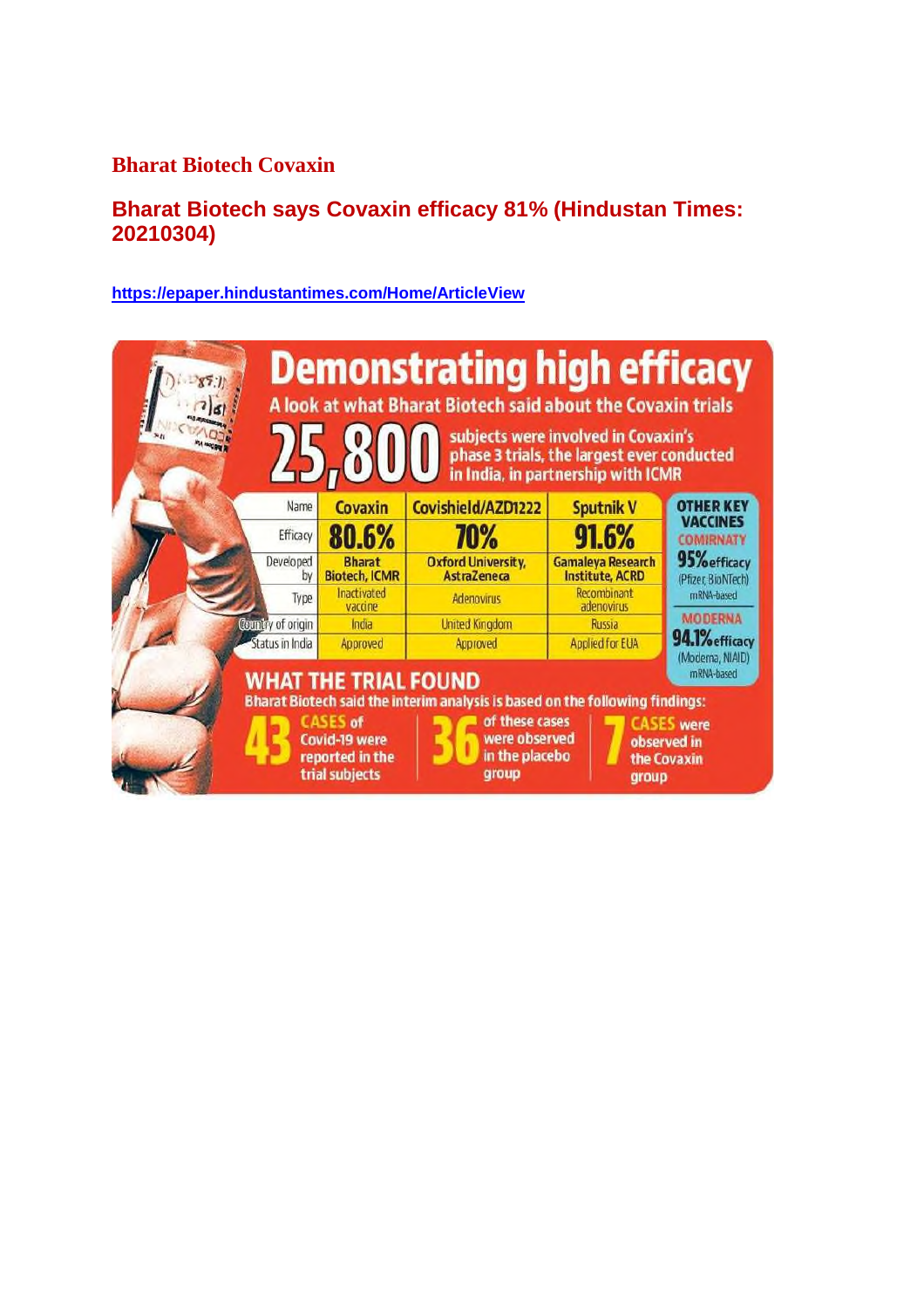## Bharat Biotech Covaxin

### Bharat Biotech says Covaxin efficacy 81% (Hindustan Times: 20210304)

https://epaper.hindustantimes.com/Home/ArticleView

# Demonstrating high efficacy

A look at what Bharat Biotech said about the Covaxin trials

**25,800** subjects were involved in Covaxin's phase 3 trials, the largest ever conducted in India, in partnership with ICMR

| Name | Covaxin | Covishield/AZD1222 | Sputnik V |
|---|---|---|---|
| Efficacy | 80.6% | 70% | 91.6% |
| Developed by | Bharat Biotech, ICMR | Oxford University, AstraZeneca | Gamaleya Research Institute, ACRD |
| Type | Inactivated vaccine | Adenovirus | Recombinant adenovirus |
| Country of origin | India | United Kingdom | Russia |
| Status in India | Approved | Approved | Applied for EUA |

**OTHER KEY VACCINES**

**COMIRNATY**
95% efficacy (Pfizer, BioNTech) mRNA-based

**MODERNA**
94.1% efficacy (Moderna, NIAID) mRNA-based

## WHAT THE TRIAL FOUND

Bharat Biotech said the interim analysis is based on the following findings:

- **43** CASES of Covid-19 were reported in the trial subjects
- **36** of these cases were observed in the placebo group
- **7** CASES were observed in the Covaxin group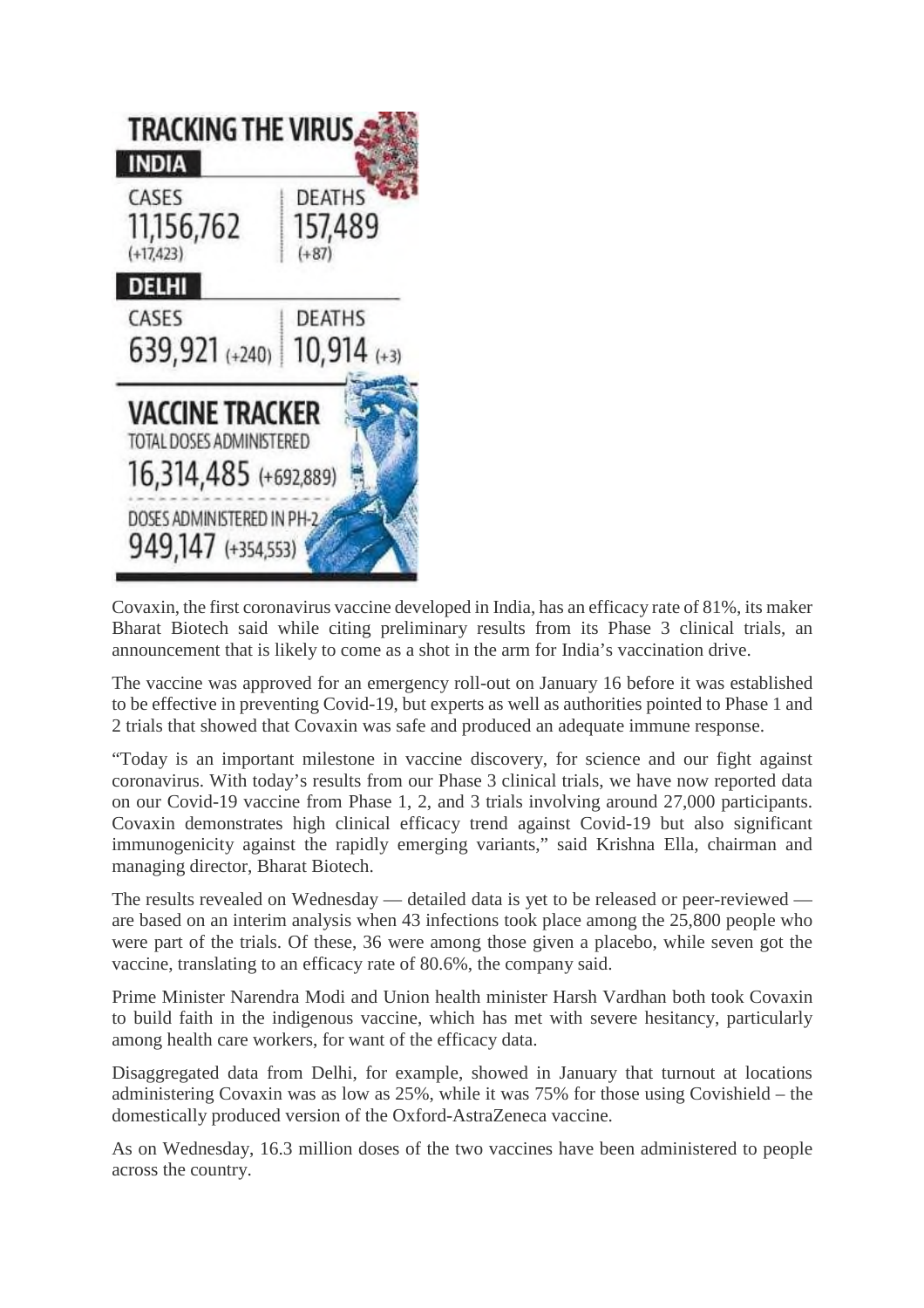## TRACKING THE VIRUS

### INDIA

| CASES | DEATHS |
|---|---|
| 11,156,762 (+17,423) | 157,489 (+87) |

### DELHI

| CASES | DEATHS |
|---|---|
| 639,921 (+240) | 10,914 (+3) |

### VACCINE TRACKER

TOTAL DOSES ADMINISTERED
16,314,485 (+692,889)

DOSES ADMINISTERED IN PH-2
949,147 (+354,553)

Covaxin, the first coronavirus vaccine developed in India, has an efficacy rate of 81%, its maker Bharat Biotech said while citing preliminary results from its Phase 3 clinical trials, an announcement that is likely to come as a shot in the arm for India's vaccination drive.

The vaccine was approved for an emergency roll-out on January 16 before it was established to be effective in preventing Covid-19, but experts as well as authorities pointed to Phase 1 and 2 trials that showed that Covaxin was safe and produced an adequate immune response.

"Today is an important milestone in vaccine discovery, for science and our fight against coronavirus. With today's results from our Phase 3 clinical trials, we have now reported data on our Covid-19 vaccine from Phase 1, 2, and 3 trials involving around 27,000 participants. Covaxin demonstrates high clinical efficacy trend against Covid-19 but also significant immunogenicity against the rapidly emerging variants," said Krishna Ella, chairman and managing director, Bharat Biotech.

The results revealed on Wednesday — detailed data is yet to be released or peer-reviewed — are based on an interim analysis when 43 infections took place among the 25,800 people who were part of the trials. Of these, 36 were among those given a placebo, while seven got the vaccine, translating to an efficacy rate of 80.6%, the company said.

Prime Minister Narendra Modi and Union health minister Harsh Vardhan both took Covaxin to build faith in the indigenous vaccine, which has met with severe hesitancy, particularly among health care workers, for want of the efficacy data.

Disaggregated data from Delhi, for example, showed in January that turnout at locations administering Covaxin was as low as 25%, while it was 75% for those using Covishield – the domestically produced version of the Oxford-AstraZeneca vaccine.

As on Wednesday, 16.3 million doses of the two vaccines have been administered to people across the country.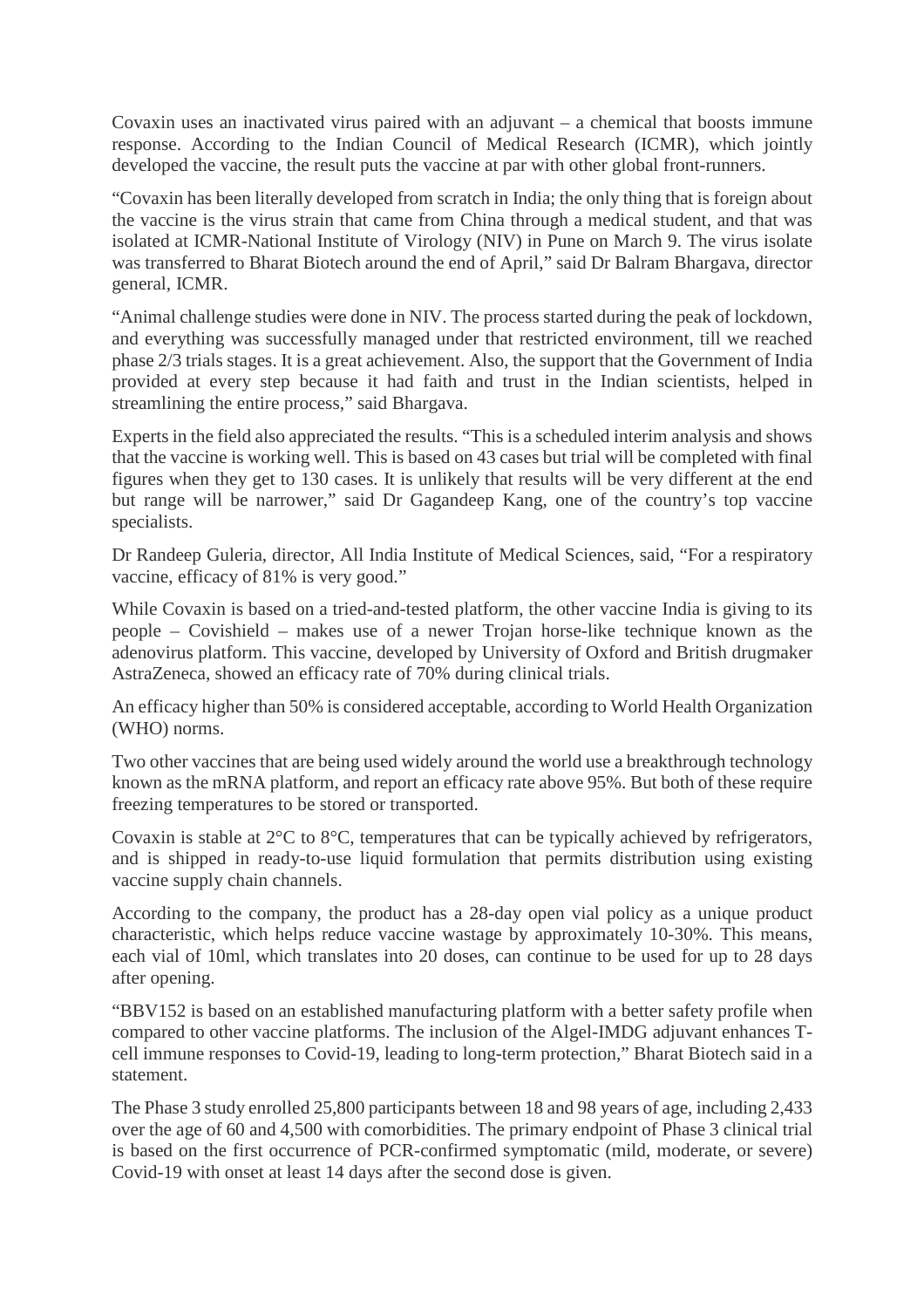Covaxin uses an inactivated virus paired with an adjuvant – a chemical that boosts immune response. According to the Indian Council of Medical Research (ICMR), which jointly developed the vaccine, the result puts the vaccine at par with other global front-runners.

"Covaxin has been literally developed from scratch in India; the only thing that is foreign about the vaccine is the virus strain that came from China through a medical student, and that was isolated at ICMR-National Institute of Virology (NIV) in Pune on March 9. The virus isolate was transferred to Bharat Biotech around the end of April," said Dr Balram Bhargava, director general, ICMR.

"Animal challenge studies were done in NIV. The process started during the peak of lockdown, and everything was successfully managed under that restricted environment, till we reached phase 2/3 trials stages. It is a great achievement. Also, the support that the Government of India provided at every step because it had faith and trust in the Indian scientists, helped in streamlining the entire process," said Bhargava.

Experts in the field also appreciated the results. "This is a scheduled interim analysis and shows that the vaccine is working well. This is based on 43 cases but trial will be completed with final figures when they get to 130 cases. It is unlikely that results will be very different at the end but range will be narrower," said Dr Gagandeep Kang, one of the country's top vaccine specialists.

Dr Randeep Guleria, director, All India Institute of Medical Sciences, said, "For a respiratory vaccine, efficacy of 81% is very good."

While Covaxin is based on a tried-and-tested platform, the other vaccine India is giving to its people – Covishield – makes use of a newer Trojan horse-like technique known as the adenovirus platform. This vaccine, developed by University of Oxford and British drugmaker AstraZeneca, showed an efficacy rate of 70% during clinical trials.

An efficacy higher than 50% is considered acceptable, according to World Health Organization (WHO) norms.

Two other vaccines that are being used widely around the world use a breakthrough technology known as the mRNA platform, and report an efficacy rate above 95%. But both of these require freezing temperatures to be stored or transported.

Covaxin is stable at 2°C to 8°C, temperatures that can be typically achieved by refrigerators, and is shipped in ready-to-use liquid formulation that permits distribution using existing vaccine supply chain channels.

According to the company, the product has a 28-day open vial policy as a unique product characteristic, which helps reduce vaccine wastage by approximately 10-30%. This means, each vial of 10ml, which translates into 20 doses, can continue to be used for up to 28 days after opening.

"BBV152 is based on an established manufacturing platform with a better safety profile when compared to other vaccine platforms. The inclusion of the Algel-IMDG adjuvant enhances T-cell immune responses to Covid-19, leading to long-term protection," Bharat Biotech said in a statement.

The Phase 3 study enrolled 25,800 participants between 18 and 98 years of age, including 2,433 over the age of 60 and 4,500 with comorbidities. The primary endpoint of Phase 3 clinical trial is based on the first occurrence of PCR-confirmed symptomatic (mild, moderate, or severe) Covid-19 with onset at least 14 days after the second dose is given.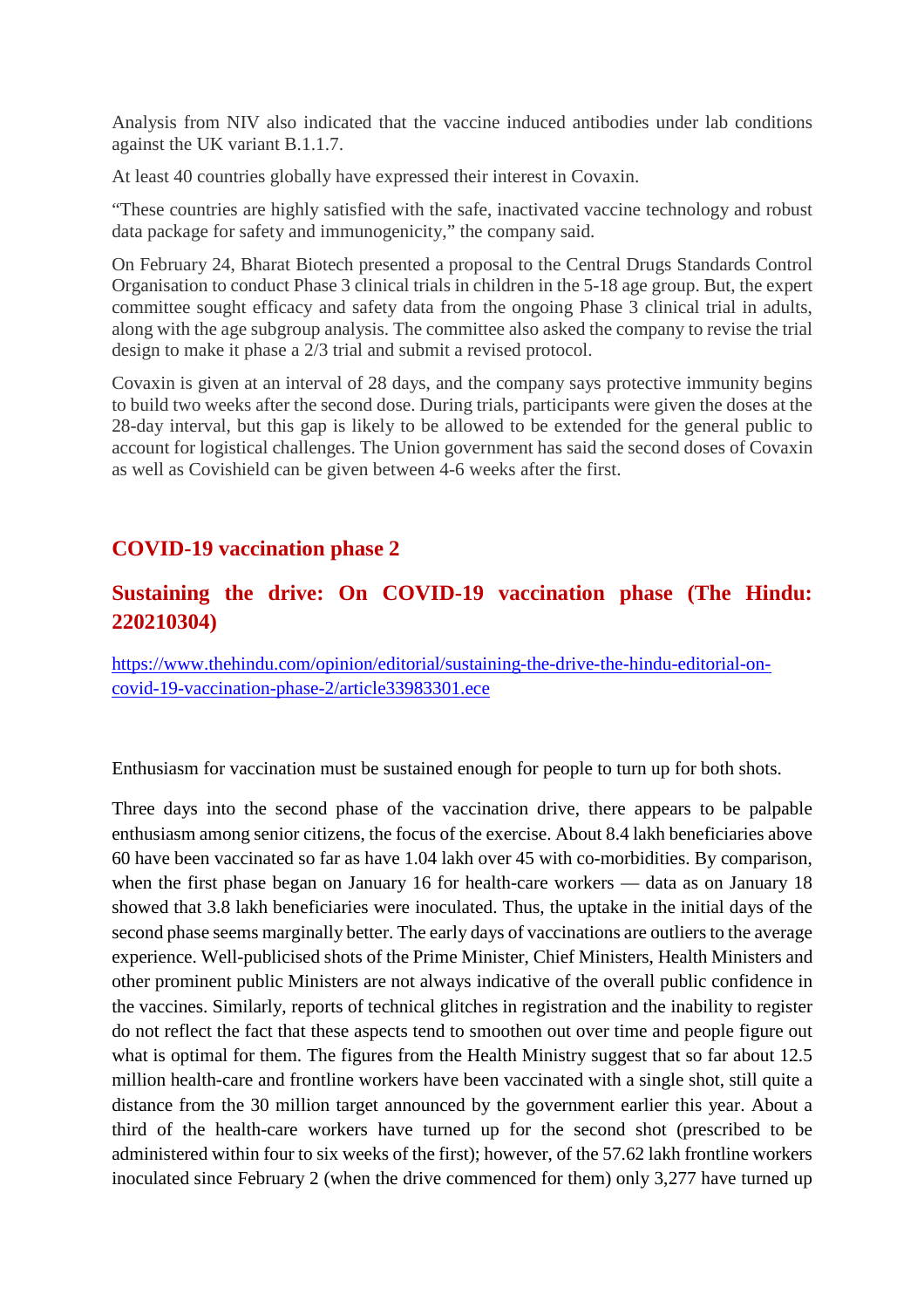Analysis from NIV also indicated that the vaccine induced antibodies under lab conditions against the UK variant B.1.1.7.

At least 40 countries globally have expressed their interest in Covaxin.

“These countries are highly satisfied with the safe, inactivated vaccine technology and robust data package for safety and immunogenicity,” the company said.

On February 24, Bharat Biotech presented a proposal to the Central Drugs Standards Control Organisation to conduct Phase 3 clinical trials in children in the 5-18 age group. But, the expert committee sought efficacy and safety data from the ongoing Phase 3 clinical trial in adults, along with the age subgroup analysis. The committee also asked the company to revise the trial design to make it phase a 2/3 trial and submit a revised protocol.

Covaxin is given at an interval of 28 days, and the company says protective immunity begins to build two weeks after the second dose. During trials, participants were given the doses at the 28-day interval, but this gap is likely to be allowed to be extended for the general public to account for logistical challenges. The Union government has said the second doses of Covaxin as well as Covishield can be given between 4-6 weeks after the first.

## COVID-19 vaccination phase 2

## Sustaining the drive: On COVID-19 vaccination phase (The Hindu: 220210304)

[https://www.thehindu.com/opinion/editorial/sustaining-the-drive-the-hindu-editorial-on-covid-19-vaccination-phase-2/article33983301.ece](https://www.thehindu.com/opinion/editorial/sustaining-the-drive-the-hindu-editorial-on-covid-19-vaccination-phase-2/article33983301.ece)

Enthusiasm for vaccination must be sustained enough for people to turn up for both shots.

Three days into the second phase of the vaccination drive, there appears to be palpable enthusiasm among senior citizens, the focus of the exercise. About 8.4 lakh beneficiaries above 60 have been vaccinated so far as have 1.04 lakh over 45 with co-morbidities. By comparison, when the first phase began on January 16 for health-care workers — data as on January 18 showed that 3.8 lakh beneficiaries were inoculated. Thus, the uptake in the initial days of the second phase seems marginally better. The early days of vaccinations are outliers to the average experience. Well-publicised shots of the Prime Minister, Chief Ministers, Health Ministers and other prominent public Ministers are not always indicative of the overall public confidence in the vaccines. Similarly, reports of technical glitches in registration and the inability to register do not reflect the fact that these aspects tend to smoothen out over time and people figure out what is optimal for them. The figures from the Health Ministry suggest that so far about 12.5 million health-care and frontline workers have been vaccinated with a single shot, still quite a distance from the 30 million target announced by the government earlier this year. About a third of the health-care workers have turned up for the second shot (prescribed to be administered within four to six weeks of the first); however, of the 57.62 lakh frontline workers inoculated since February 2 (when the drive commenced for them) only 3,277 have turned up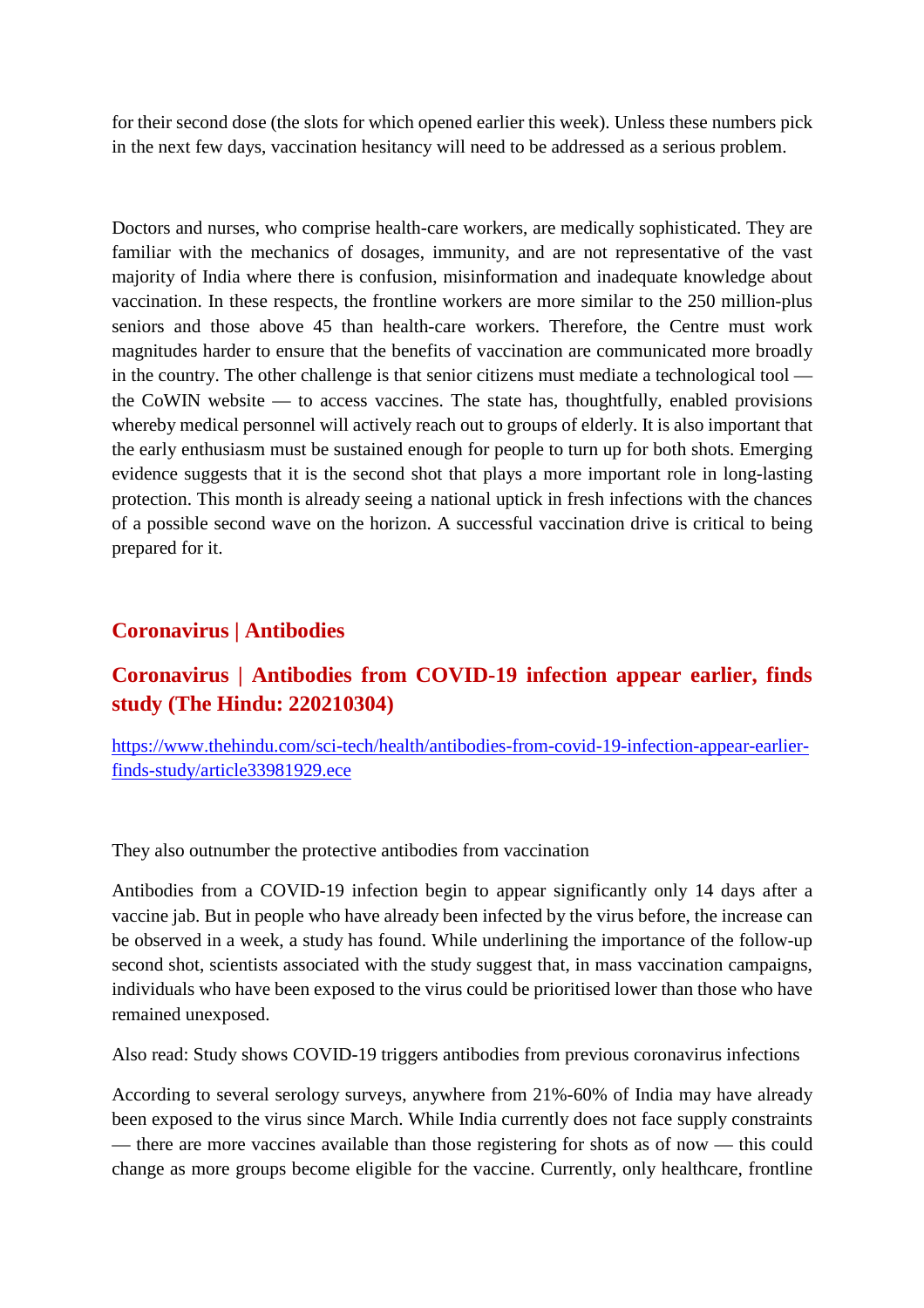for their second dose (the slots for which opened earlier this week). Unless these numbers pick in the next few days, vaccination hesitancy will need to be addressed as a serious problem.

Doctors and nurses, who comprise health-care workers, are medically sophisticated. They are familiar with the mechanics of dosages, immunity, and are not representative of the vast majority of India where there is confusion, misinformation and inadequate knowledge about vaccination. In these respects, the frontline workers are more similar to the 250 million-plus seniors and those above 45 than health-care workers. Therefore, the Centre must work magnitudes harder to ensure that the benefits of vaccination are communicated more broadly in the country. The other challenge is that senior citizens must mediate a technological tool — the CoWIN website — to access vaccines. The state has, thoughtfully, enabled provisions whereby medical personnel will actively reach out to groups of elderly. It is also important that the early enthusiasm must be sustained enough for people to turn up for both shots. Emerging evidence suggests that it is the second shot that plays a more important role in long-lasting protection. This month is already seeing a national uptick in fresh infections with the chances of a possible second wave on the horizon. A successful vaccination drive is critical to being prepared for it.

## Coronavirus | Antibodies

## Coronavirus | Antibodies from COVID-19 infection appear earlier, finds study (The Hindu: 220210304)

https://www.thehindu.com/sci-tech/health/antibodies-from-covid-19-infection-appear-earlier-finds-study/article33981929.ece

They also outnumber the protective antibodies from vaccination

Antibodies from a COVID-19 infection begin to appear significantly only 14 days after a vaccine jab. But in people who have already been infected by the virus before, the increase can be observed in a week, a study has found. While underlining the importance of the follow-up second shot, scientists associated with the study suggest that, in mass vaccination campaigns, individuals who have been exposed to the virus could be prioritised lower than those who have remained unexposed.

Also read: Study shows COVID-19 triggers antibodies from previous coronavirus infections

According to several serology surveys, anywhere from 21%-60% of India may have already been exposed to the virus since March. While India currently does not face supply constraints — there are more vaccines available than those registering for shots as of now — this could change as more groups become eligible for the vaccine. Currently, only healthcare, frontline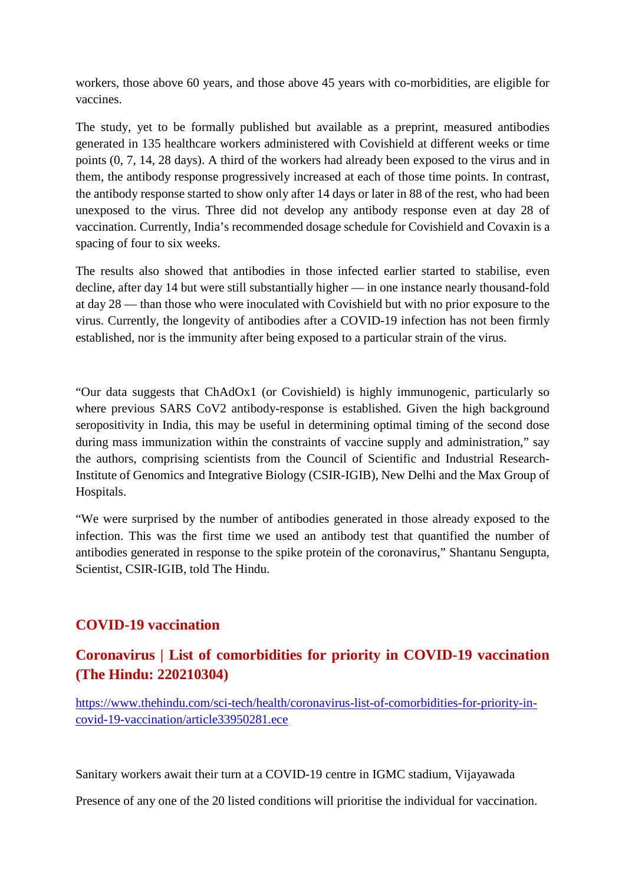workers, those above 60 years, and those above 45 years with co-morbidities, are eligible for vaccines.

The study, yet to be formally published but available as a preprint, measured antibodies generated in 135 healthcare workers administered with Covishield at different weeks or time points (0, 7, 14, 28 days). A third of the workers had already been exposed to the virus and in them, the antibody response progressively increased at each of those time points. In contrast, the antibody response started to show only after 14 days or later in 88 of the rest, who had been unexposed to the virus. Three did not develop any antibody response even at day 28 of vaccination. Currently, India's recommended dosage schedule for Covishield and Covaxin is a spacing of four to six weeks.

The results also showed that antibodies in those infected earlier started to stabilise, even decline, after day 14 but were still substantially higher — in one instance nearly thousand-fold at day 28 — than those who were inoculated with Covishield but with no prior exposure to the virus. Currently, the longevity of antibodies after a COVID-19 infection has not been firmly established, nor is the immunity after being exposed to a particular strain of the virus.

"Our data suggests that ChAdOx1 (or Covishield) is highly immunogenic, particularly so where previous SARS CoV2 antibody-response is established. Given the high background seropositivity in India, this may be useful in determining optimal timing of the second dose during mass immunization within the constraints of vaccine supply and administration," say the authors, comprising scientists from the Council of Scientific and Industrial Research-Institute of Genomics and Integrative Biology (CSIR-IGIB), New Delhi and the Max Group of Hospitals.

"We were surprised by the number of antibodies generated in those already exposed to the infection. This was the first time we used an antibody test that quantified the number of antibodies generated in response to the spike protein of the coronavirus," Shantanu Sengupta, Scientist, CSIR-IGIB, told The Hindu.

## COVID-19 vaccination

## Coronavirus | List of comorbidities for priority in COVID-19 vaccination (The Hindu: 220210304)

https://www.thehindu.com/sci-tech/health/coronavirus-list-of-comorbidities-for-priority-in-covid-19-vaccination/article33950281.ece

Sanitary workers await their turn at a COVID-19 centre in IGMC stadium, Vijayawada

Presence of any one of the 20 listed conditions will prioritise the individual for vaccination.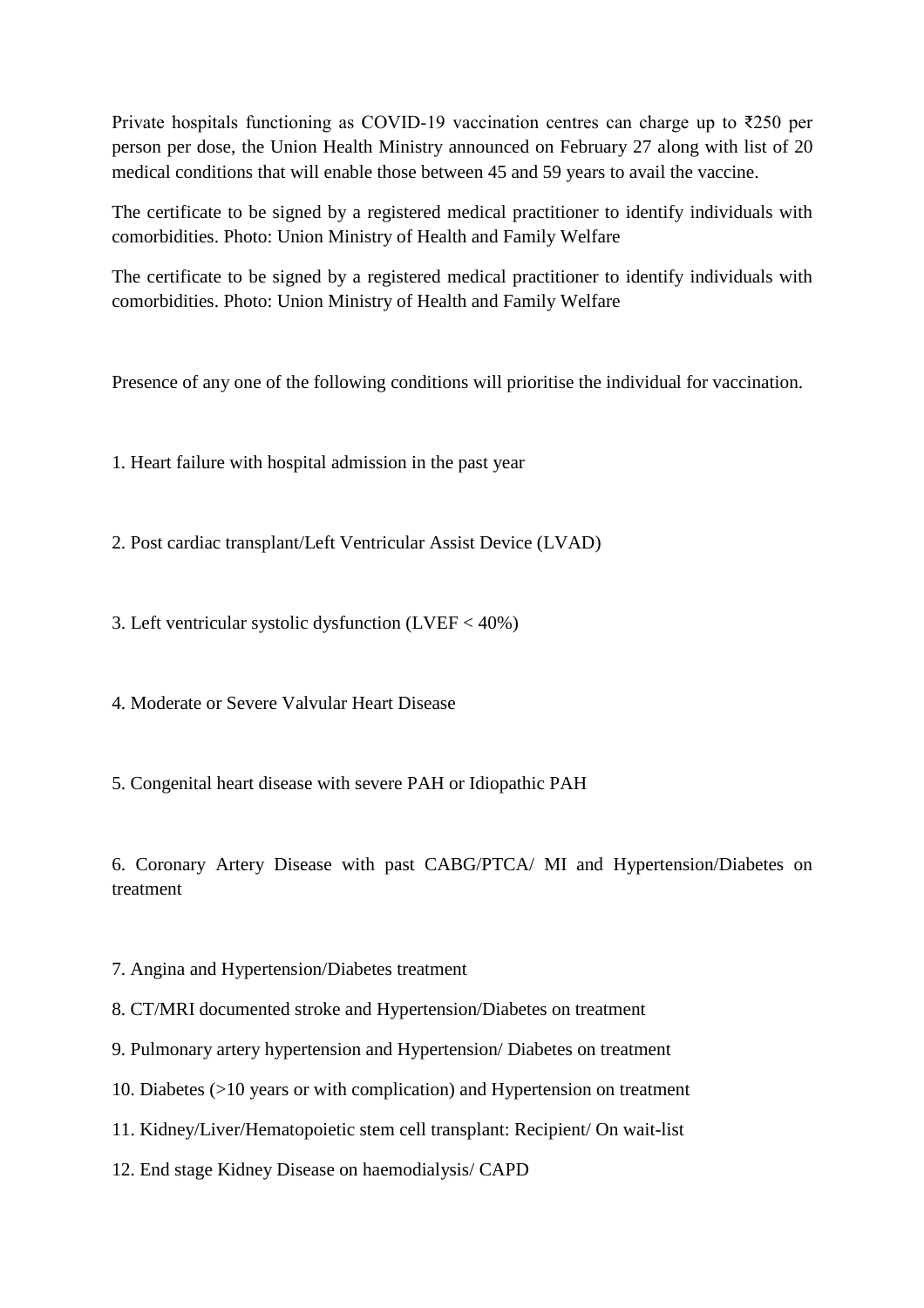Private hospitals functioning as COVID-19 vaccination centres can charge up to ₹250 per person per dose, the Union Health Ministry announced on February 27 along with list of 20 medical conditions that will enable those between 45 and 59 years to avail the vaccine.

The certificate to be signed by a registered medical practitioner to identify individuals with comorbidities. Photo: Union Ministry of Health and Family Welfare

The certificate to be signed by a registered medical practitioner to identify individuals with comorbidities. Photo: Union Ministry of Health and Family Welfare

Presence of any one of the following conditions will prioritise the individual for vaccination.

1. Heart failure with hospital admission in the past year

2. Post cardiac transplant/Left Ventricular Assist Device (LVAD)

3. Left ventricular systolic dysfunction (LVEF < 40%)

4. Moderate or Severe Valvular Heart Disease

5. Congenital heart disease with severe PAH or Idiopathic PAH

6. Coronary Artery Disease with past CABG/PTCA/ MI and Hypertension/Diabetes on treatment

7. Angina and Hypertension/Diabetes treatment

8. CT/MRI documented stroke and Hypertension/Diabetes on treatment

9. Pulmonary artery hypertension and Hypertension/ Diabetes on treatment

10. Diabetes (>10 years or with complication) and Hypertension on treatment

11. Kidney/Liver/Hematopoietic stem cell transplant: Recipient/ On wait-list

12. End stage Kidney Disease on haemodialysis/ CAPD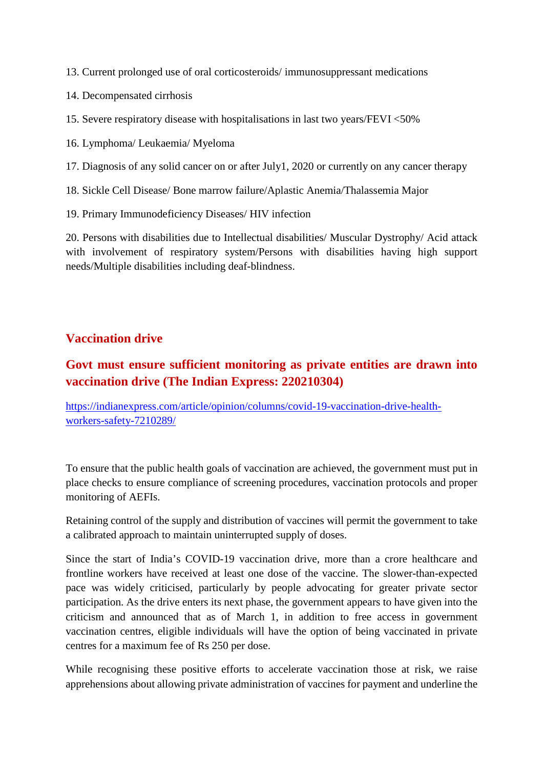13. Current prolonged use of oral corticosteroids/ immunosuppressant medications

14. Decompensated cirrhosis

15. Severe respiratory disease with hospitalisations in last two years/FEVI <50%

16. Lymphoma/ Leukaemia/ Myeloma

17. Diagnosis of any solid cancer on or after July1, 2020 or currently on any cancer therapy

18. Sickle Cell Disease/ Bone marrow failure/Aplastic Anemia/Thalassemia Major

19. Primary Immunodeficiency Diseases/ HIV infection

20. Persons with disabilities due to Intellectual disabilities/ Muscular Dystrophy/ Acid attack with involvement of respiratory system/Persons with disabilities having high support needs/Multiple disabilities including deaf-blindness.

## Vaccination drive

### Govt must ensure sufficient monitoring as private entities are drawn into vaccination drive (The Indian Express: 220210304)

[https://indianexpress.com/article/opinion/columns/covid-19-vaccination-drive-health-workers-safety-7210289/](https://indianexpress.com/article/opinion/columns/covid-19-vaccination-drive-health-workers-safety-7210289/)

To ensure that the public health goals of vaccination are achieved, the government must put in place checks to ensure compliance of screening procedures, vaccination protocols and proper monitoring of AEFIs.

Retaining control of the supply and distribution of vaccines will permit the government to take a calibrated approach to maintain uninterrupted supply of doses.

Since the start of India's COVID-19 vaccination drive, more than a crore healthcare and frontline workers have received at least one dose of the vaccine. The slower-than-expected pace was widely criticised, particularly by people advocating for greater private sector participation. As the drive enters its next phase, the government appears to have given into the criticism and announced that as of March 1, in addition to free access in government vaccination centres, eligible individuals will have the option of being vaccinated in private centres for a maximum fee of Rs 250 per dose.

While recognising these positive efforts to accelerate vaccination those at risk, we raise apprehensions about allowing private administration of vaccines for payment and underline the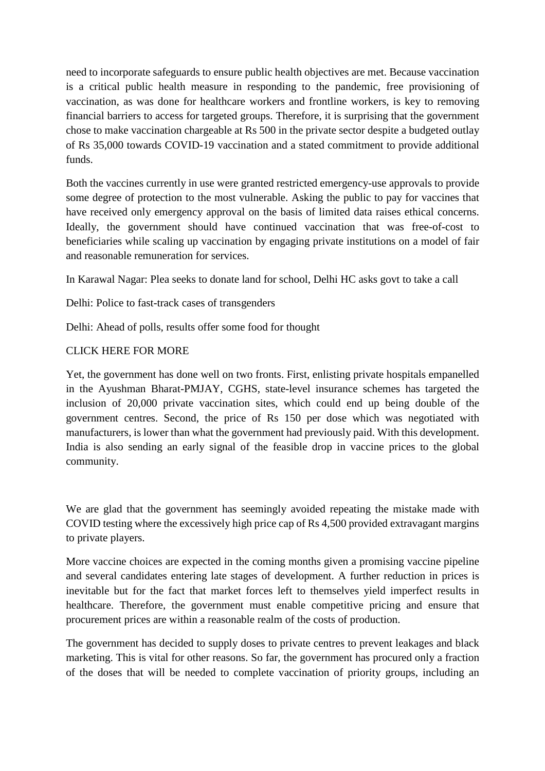need to incorporate safeguards to ensure public health objectives are met. Because vaccination is a critical public health measure in responding to the pandemic, free provisioning of vaccination, as was done for healthcare workers and frontline workers, is key to removing financial barriers to access for targeted groups. Therefore, it is surprising that the government chose to make vaccination chargeable at Rs 500 in the private sector despite a budgeted outlay of Rs 35,000 towards COVID-19 vaccination and a stated commitment to provide additional funds.

Both the vaccines currently in use were granted restricted emergency-use approvals to provide some degree of protection to the most vulnerable. Asking the public to pay for vaccines that have received only emergency approval on the basis of limited data raises ethical concerns. Ideally, the government should have continued vaccination that was free-of-cost to beneficiaries while scaling up vaccination by engaging private institutions on a model of fair and reasonable remuneration for services.

In Karawal Nagar: Plea seeks to donate land for school, Delhi HC asks govt to take a call

Delhi: Police to fast-track cases of transgenders

Delhi: Ahead of polls, results offer some food for thought

CLICK HERE FOR MORE

Yet, the government has done well on two fronts. First, enlisting private hospitals empanelled in the Ayushman Bharat-PMJAY, CGHS, state-level insurance schemes has targeted the inclusion of 20,000 private vaccination sites, which could end up being double of the government centres. Second, the price of Rs 150 per dose which was negotiated with manufacturers, is lower than what the government had previously paid. With this development. India is also sending an early signal of the feasible drop in vaccine prices to the global community.

We are glad that the government has seemingly avoided repeating the mistake made with COVID testing where the excessively high price cap of Rs 4,500 provided extravagant margins to private players.

More vaccine choices are expected in the coming months given a promising vaccine pipeline and several candidates entering late stages of development. A further reduction in prices is inevitable but for the fact that market forces left to themselves yield imperfect results in healthcare. Therefore, the government must enable competitive pricing and ensure that procurement prices are within a reasonable realm of the costs of production.

The government has decided to supply doses to private centres to prevent leakages and black marketing. This is vital for other reasons. So far, the government has procured only a fraction of the doses that will be needed to complete vaccination of priority groups, including an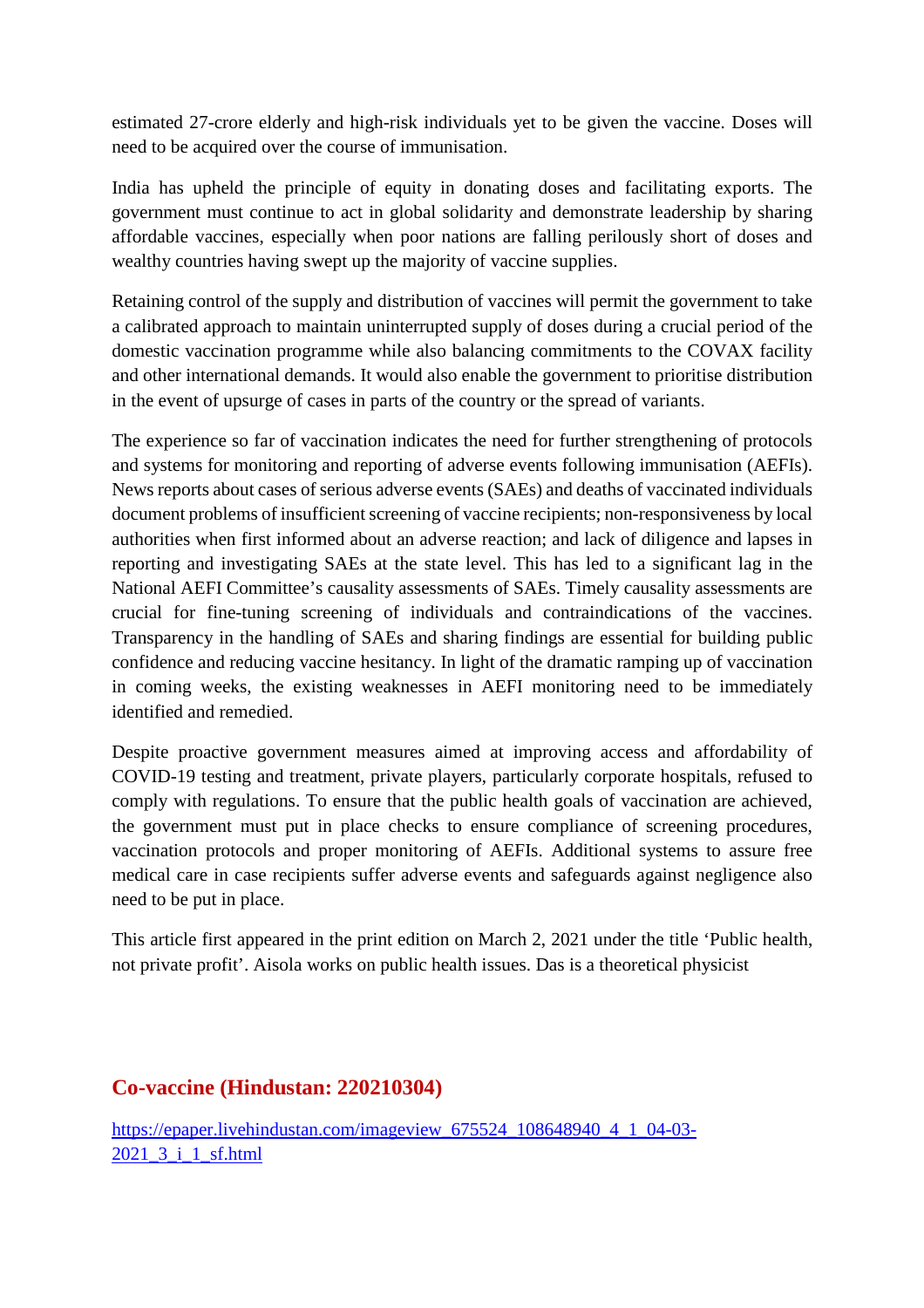estimated 27-crore elderly and high-risk individuals yet to be given the vaccine. Doses will need to be acquired over the course of immunisation.

India has upheld the principle of equity in donating doses and facilitating exports. The government must continue to act in global solidarity and demonstrate leadership by sharing affordable vaccines, especially when poor nations are falling perilously short of doses and wealthy countries having swept up the majority of vaccine supplies.

Retaining control of the supply and distribution of vaccines will permit the government to take a calibrated approach to maintain uninterrupted supply of doses during a crucial period of the domestic vaccination programme while also balancing commitments to the COVAX facility and other international demands. It would also enable the government to prioritise distribution in the event of upsurge of cases in parts of the country or the spread of variants.

The experience so far of vaccination indicates the need for further strengthening of protocols and systems for monitoring and reporting of adverse events following immunisation (AEFIs). News reports about cases of serious adverse events (SAEs) and deaths of vaccinated individuals document problems of insufficient screening of vaccine recipients; non-responsiveness by local authorities when first informed about an adverse reaction; and lack of diligence and lapses in reporting and investigating SAEs at the state level. This has led to a significant lag in the National AEFI Committee's causality assessments of SAEs. Timely causality assessments are crucial for fine-tuning screening of individuals and contraindications of the vaccines. Transparency in the handling of SAEs and sharing findings are essential for building public confidence and reducing vaccine hesitancy. In light of the dramatic ramping up of vaccination in coming weeks, the existing weaknesses in AEFI monitoring need to be immediately identified and remedied.

Despite proactive government measures aimed at improving access and affordability of COVID-19 testing and treatment, private players, particularly corporate hospitals, refused to comply with regulations. To ensure that the public health goals of vaccination are achieved, the government must put in place checks to ensure compliance of screening procedures, vaccination protocols and proper monitoring of AEFIs. Additional systems to assure free medical care in case recipients suffer adverse events and safeguards against negligence also need to be put in place.

This article first appeared in the print edition on March 2, 2021 under the title 'Public health, not private profit'. Aisola works on public health issues. Das is a theoretical physicist

## Co-vaccine (Hindustan: 220210304)

[https://epaper.livehindustan.com/imageview_675524_108648940_4_1_04-03-2021_3_i_1_sf.html](https://epaper.livehindustan.com/imageview_675524_108648940_4_1_04-03-2021_3_i_1_sf.html)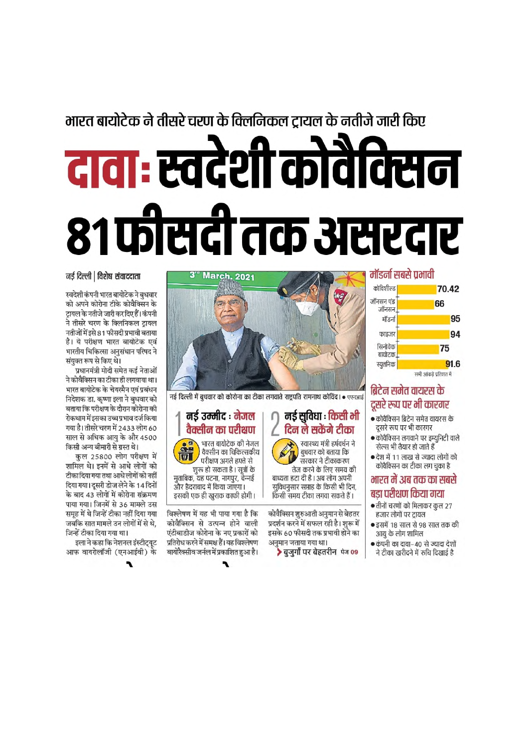भारत बायोटेक ने तीसरे चरण के क्लिनिकल ट्रायल के नतीजे जारी किए

# दावा: स्वदेशी कोवैक्सिन 81 फीसदी तक असरदार

नई दिल्ली | विशेष संवाददाता

स्वदेशी कंपनी भारत बायोटेक ने बुधवार को अपने कोरोना टीके कोवैक्सिन के ट्रायल के नतीजे जारी कर दिए हैं। कंपनी ने तीसरे चरण के क्लिनिकल ट्रायल नतीजों में इसे 81 फीसदी प्रभावी बताया है। ये परीक्षण भारत बायोटेक एवं भारतीय चिकित्सा अनुसंधान परिषद ने संयुक्त रूप से किए थे।

प्रधानमंत्री मोदी समेत कई नेताओं ने कोवैक्सिन का टीका ही लगवाया था। भारत बायोटेक के चेयरमैन एवं प्रबंधन निदेशक डा. कृष्णा इल्ला ने बुधवार को बताया कि परीक्षण के दौरान कोरोना की रोकथाम में इसका उच्च प्रभाव दर्ज किया गया है। तीसरे चरण में 2433 लोग 60 साल से अधिक आयु के और 4500 किसी अन्य बीमारी से ग्रस्त थे।

कुल 25800 लोग परीक्षण में शामिल थे। इनमें से आधे लोगों को टीका दिया गया तथा आधे लोगों को नहीं दिया गया। दूसरी डोज लेने के 14 दिनों के बाद 43 लोगों में कोरोना संक्रमण पाया गया। जिनमें से 36 मामले उस समूह में थे जिन्हें टीका नहीं दिया गया जबकि सात मामले उन लोगों में से थे, जिन्हें टीका दिया गया था।

इल्ला ने कहा कि नेशनल इंस्टीट्यूट आफ वायरोलॉजी (एनआईवी) के विश्लेषण में यह भी पाया गया है कि कोवैक्सिन से उत्पन्न होने वाली एंटीबाडीज कोरोना के नए प्रकारों को प्रतिरोध करने में समक्ष हैं। यह विश्लेषण बायोरैक्सीव जर्नल में प्रकाशित हुआ है।

कोवैक्सिन शुरुआती अनुमान से बेहतर प्रदर्शन करने में सफल रही है। शुरू में इसके 60 फीसदी तक प्रभावी होने का अनुमान जताया गया था।

> बुजुर्गों पर बेहतरीन पेज 09

3rd March, 2021

नई दिल्ली में बुधवार को कोरोना का टीका लगवाते राष्ट्रपति रामनाथ कोविंद। • एएनआई

## 1 नई उम्मीद : नेजल वैक्सीन का परीक्षण

भारत बायोटेक की नेजल वैक्सीन का चिकित्सकीय परीक्षण अगले हफ्ते से शुरू हो सकता है। सूत्रों के मुताबिक, यह पटना, नागपुर, चेन्नई और हैदराबाद में किया जाएगा। इसकी एक ही खुराक काफी होगी।

## 2 नई सुविधा : किसी भी दिन ले सकेंगे टीका

स्वास्थ्य मंत्री हर्षवर्धन ने बुधवार को बताया कि सरकार ने टीकाकरण तेज करने के लिए समय की बाध्यता हटा दी है। अब लोग अपनी सुविधानुसार सप्ताह के किसी भी दिन, किसी समय टीका लगवा सकते हैं।

## मॉडर्ना सबसे प्रभावी

कोविशील्ड 70.42
जॉनसन एंड जॉनसन 66
मॉडर्ना 95
फाइजर 94
सिनोवेक बायोटक 75
स्पुतनिक 91.6

सभी आंकड़े प्रतिशत में

## ब्रिटेन समेत वायरस के दूसरे रूप पर भी कारगर

- कोवैक्सिन ब्रिटेन समेत वायरस के दूसरे रूप पर भी कारगर
- कोवैक्सिन लगवाने पर इम्युनिटी वाले सेल्स भी तैयार हो जाते हैं
- देश में 11 लाख से ज्यादा लोगों को कोवैक्सिन का टीका लग चुका है

## भारत में अब तक का सबसे बड़ा परीक्षण किया गया

- तीनों चरणों को मिलाकर कुल 27 हजार लोगों पर ट्रायल
- इसमें 18 साल से 98 साल तक की आयु के लोग शामिल
- कंपनी का दावा- 40 से ज्यादा देशों ने टीका खरीदने में रुचि दिखाई है